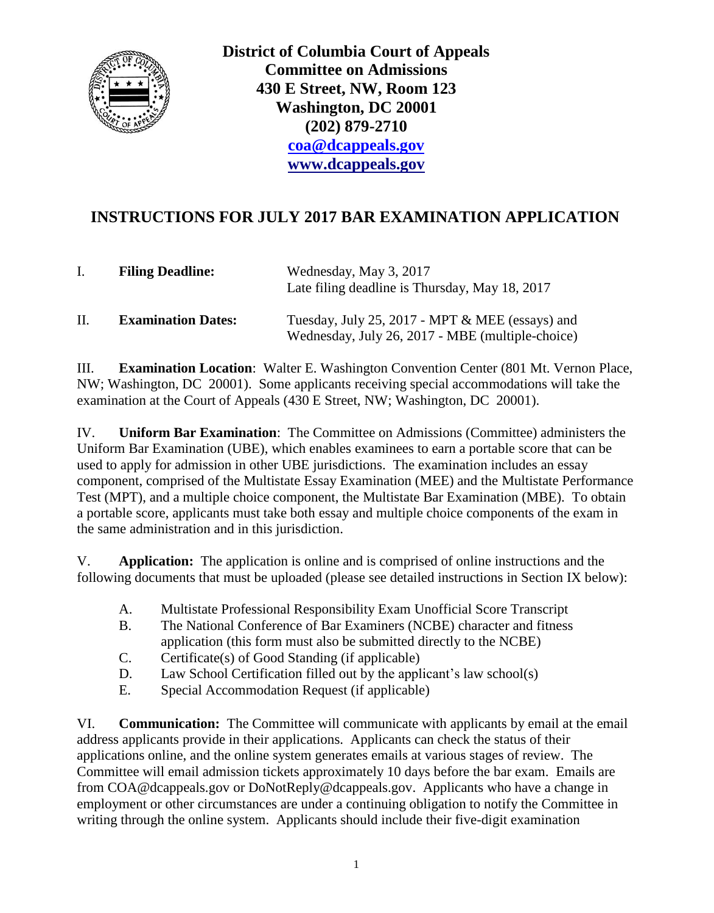**District of Columbia Court of Appeals**
**Committee on Admissions**
**430 E Street, NW, Room 123**
**Washington, DC 20001**
**(202) 879-2710**
**[coa@dcappeals.gov](mailto:coa@dcappeals.gov)**
**[www.dcappeals.gov](http://www.dcappeals.gov)**

# INSTRUCTIONS FOR JULY 2017 BAR EXAMINATION APPLICATION

I. **Filing Deadline:** Wednesday, May 3, 2017
Late filing deadline is Thursday, May 18, 2017

II. **Examination Dates:** Tuesday, July 25, 2017 - MPT & MEE (essays) and
Wednesday, July 26, 2017 - MBE (multiple-choice)

III. **Examination Location**: Walter E. Washington Convention Center (801 Mt. Vernon Place, NW; Washington, DC 20001). Some applicants receiving special accommodations will take the examination at the Court of Appeals (430 E Street, NW; Washington, DC 20001).

IV. **Uniform Bar Examination**: The Committee on Admissions (Committee) administers the Uniform Bar Examination (UBE), which enables examinees to earn a portable score that can be used to apply for admission in other UBE jurisdictions. The examination includes an essay component, comprised of the Multistate Essay Examination (MEE) and the Multistate Performance Test (MPT), and a multiple choice component, the Multistate Bar Examination (MBE). To obtain a portable score, applicants must take both essay and multiple choice components of the exam in the same administration and in this jurisdiction.

V. **Application:** The application is online and is comprised of online instructions and the following documents that must be uploaded (please see detailed instructions in Section IX below):

A. Multistate Professional Responsibility Exam Unofficial Score Transcript
B. The National Conference of Bar Examiners (NCBE) character and fitness application (this form must also be submitted directly to the NCBE)
C. Certificate(s) of Good Standing (if applicable)
D. Law School Certification filled out by the applicant's law school(s)
E. Special Accommodation Request (if applicable)

VI. **Communication:** The Committee will communicate with applicants by email at the email address applicants provide in their applications. Applicants can check the status of their applications online, and the online system generates emails at various stages of review. The Committee will email admission tickets approximately 10 days before the bar exam. Emails are from COA@dcappeals.gov or DoNotReply@dcappeals.gov. Applicants who have a change in employment or other circumstances are under a continuing obligation to notify the Committee in writing through the online system. Applicants should include their five-digit examination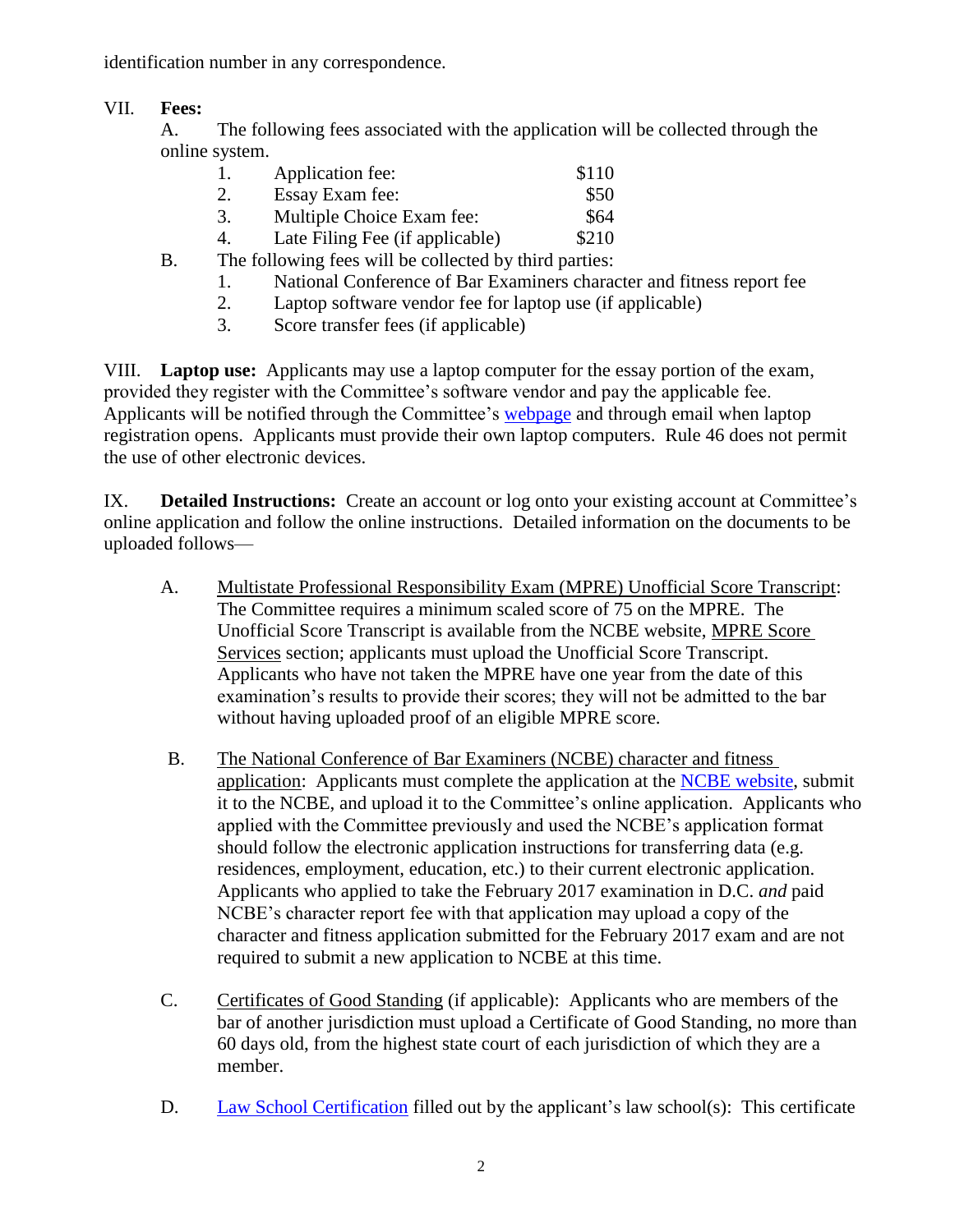identification number in any correspondence.

VII. **Fees:**

A. The following fees associated with the application will be collected through the online system.

1. Application fee: $110
2. Essay Exam fee: $50
3. Multiple Choice Exam fee: $64
4. Late Filing Fee (if applicable) $210

B. The following fees will be collected by third parties:

1. National Conference of Bar Examiners character and fitness report fee
2. Laptop software vendor fee for laptop use (if applicable)
3. Score transfer fees (if applicable)

VIII. **Laptop use:** Applicants may use a laptop computer for the essay portion of the exam, provided they register with the Committee's software vendor and pay the applicable fee. Applicants will be notified through the Committee's webpage and through email when laptop registration opens. Applicants must provide their own laptop computers. Rule 46 does not permit the use of other electronic devices.

IX. **Detailed Instructions:** Create an account or log onto your existing account at Committee's online application and follow the online instructions. Detailed information on the documents to be uploaded follows—

A. Multistate Professional Responsibility Exam (MPRE) Unofficial Score Transcript: The Committee requires a minimum scaled score of 75 on the MPRE. The Unofficial Score Transcript is available from the NCBE website, MPRE Score Services section; applicants must upload the Unofficial Score Transcript. Applicants who have not taken the MPRE have one year from the date of this examination's results to provide their scores; they will not be admitted to the bar without having uploaded proof of an eligible MPRE score.

B. The National Conference of Bar Examiners (NCBE) character and fitness application: Applicants must complete the application at the NCBE website, submit it to the NCBE, and upload it to the Committee's online application. Applicants who applied with the Committee previously and used the NCBE's application format should follow the electronic application instructions for transferring data (e.g. residences, employment, education, etc.) to their current electronic application. Applicants who applied to take the February 2017 examination in D.C. *and* paid NCBE's character report fee with that application may upload a copy of the character and fitness application submitted for the February 2017 exam and are not required to submit a new application to NCBE at this time.

C. Certificates of Good Standing (if applicable): Applicants who are members of the bar of another jurisdiction must upload a Certificate of Good Standing, no more than 60 days old, from the highest state court of each jurisdiction of which they are a member.

D. Law School Certification filled out by the applicant's law school(s): This certificate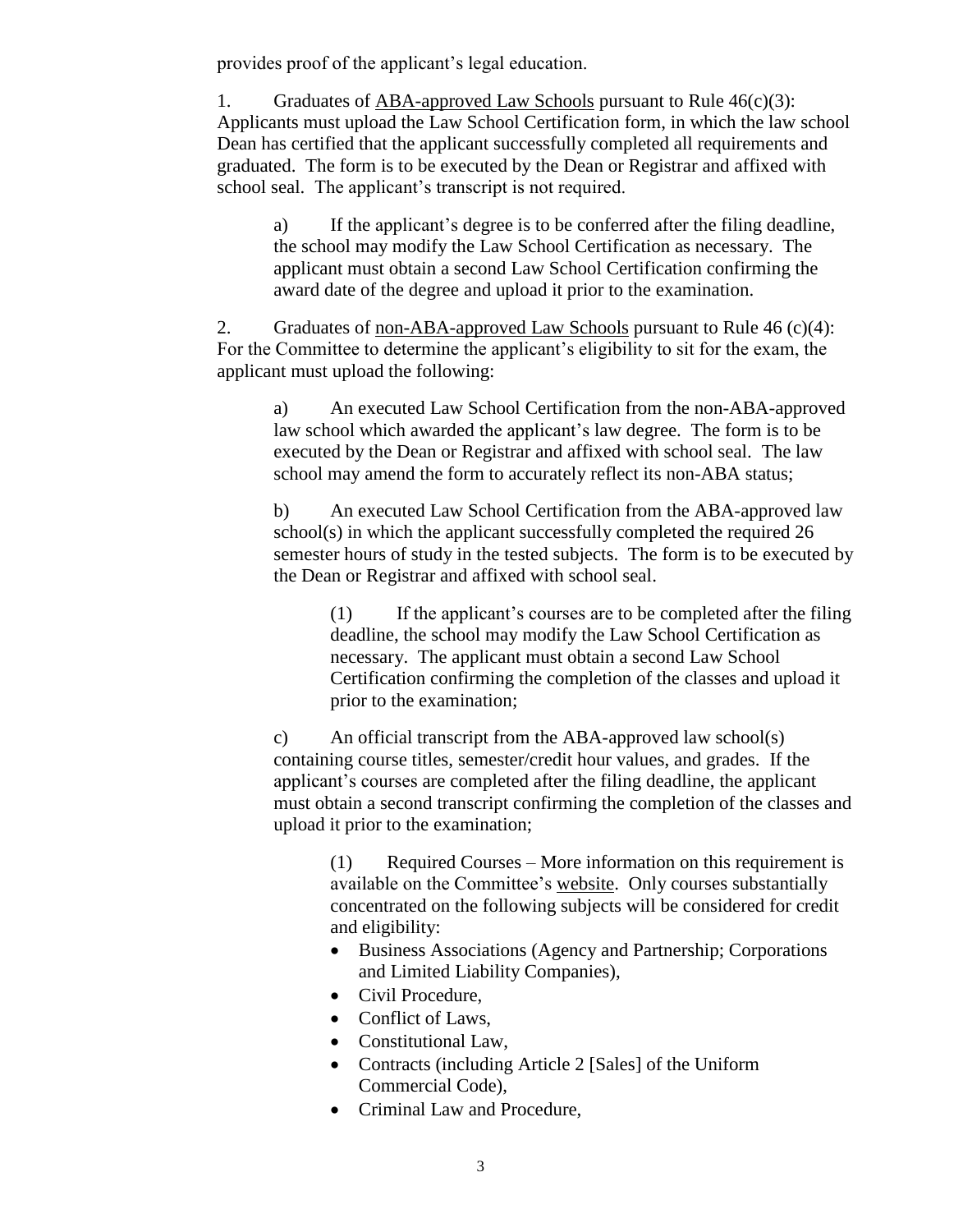provides proof of the applicant's legal education.

1. Graduates of ABA-approved Law Schools pursuant to Rule 46(c)(3): Applicants must upload the Law School Certification form, in which the law school Dean has certified that the applicant successfully completed all requirements and graduated. The form is to be executed by the Dean or Registrar and affixed with school seal. The applicant's transcript is not required.

   a) If the applicant's degree is to be conferred after the filing deadline, the school may modify the Law School Certification as necessary. The applicant must obtain a second Law School Certification confirming the award date of the degree and upload it prior to the examination.

2. Graduates of non-ABA-approved Law Schools pursuant to Rule 46 (c)(4): For the Committee to determine the applicant's eligibility to sit for the exam, the applicant must upload the following:

   a) An executed Law School Certification from the non-ABA-approved law school which awarded the applicant's law degree. The form is to be executed by the Dean or Registrar and affixed with school seal. The law school may amend the form to accurately reflect its non-ABA status;

   b) An executed Law School Certification from the ABA-approved law school(s) in which the applicant successfully completed the required 26 semester hours of study in the tested subjects. The form is to be executed by the Dean or Registrar and affixed with school seal.

      (1) If the applicant's courses are to be completed after the filing deadline, the school may modify the Law School Certification as necessary. The applicant must obtain a second Law School Certification confirming the completion of the classes and upload it prior to the examination;

   c) An official transcript from the ABA-approved law school(s) containing course titles, semester/credit hour values, and grades. If the applicant's courses are completed after the filing deadline, the applicant must obtain a second transcript confirming the completion of the classes and upload it prior to the examination;

      (1) Required Courses – More information on this requirement is available on the Committee's website. Only courses substantially concentrated on the following subjects will be considered for credit and eligibility:

      - Business Associations (Agency and Partnership; Corporations and Limited Liability Companies),
      - Civil Procedure,
      - Conflict of Laws,
      - Constitutional Law,
      - Contracts (including Article 2 [Sales] of the Uniform Commercial Code),
      - Criminal Law and Procedure,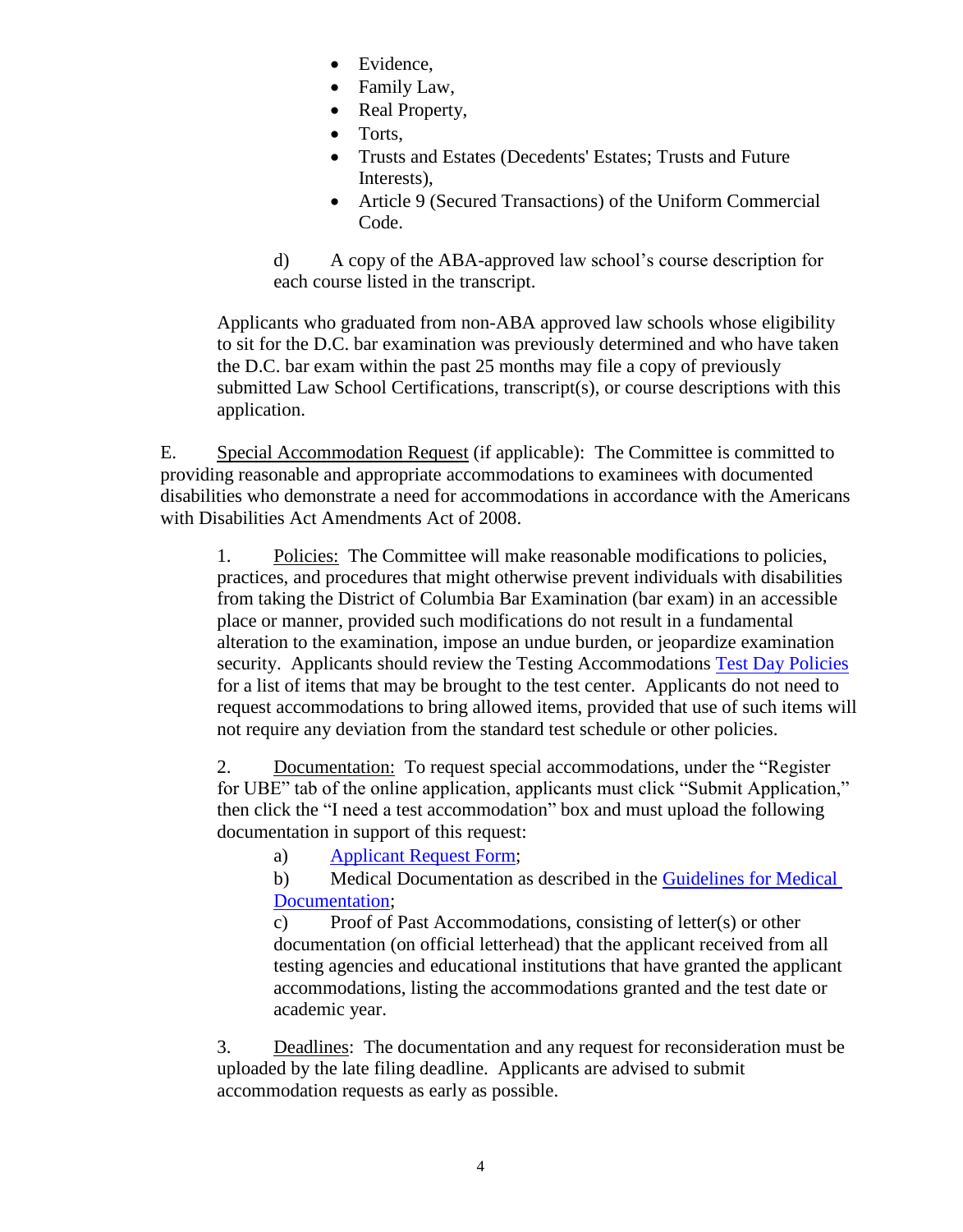- Evidence,
- Family Law,
- Real Property,
- Torts,
- Trusts and Estates (Decedents' Estates; Trusts and Future Interests),
- Article 9 (Secured Transactions) of the Uniform Commercial Code.

d) A copy of the ABA-approved law school's course description for each course listed in the transcript.

Applicants who graduated from non-ABA approved law schools whose eligibility to sit for the D.C. bar examination was previously determined and who have taken the D.C. bar exam within the past 25 months may file a copy of previously submitted Law School Certifications, transcript(s), or course descriptions with this application.

E. Special Accommodation Request (if applicable): The Committee is committed to providing reasonable and appropriate accommodations to examinees with documented disabilities who demonstrate a need for accommodations in accordance with the Americans with Disabilities Act Amendments Act of 2008.

1. Policies: The Committee will make reasonable modifications to policies, practices, and procedures that might otherwise prevent individuals with disabilities from taking the District of Columbia Bar Examination (bar exam) in an accessible place or manner, provided such modifications do not result in a fundamental alteration to the examination, impose an undue burden, or jeopardize examination security. Applicants should review the Testing Accommodations Test Day Policies for a list of items that may be brought to the test center. Applicants do not need to request accommodations to bring allowed items, provided that use of such items will not require any deviation from the standard test schedule or other policies.

2. Documentation: To request special accommodations, under the "Register for UBE" tab of the online application, applicants must click "Submit Application," then click the "I need a test accommodation" box and must upload the following documentation in support of this request:

a) Applicant Request Form;

b) Medical Documentation as described in the Guidelines for Medical Documentation;

c) Proof of Past Accommodations, consisting of letter(s) or other documentation (on official letterhead) that the applicant received from all testing agencies and educational institutions that have granted the applicant accommodations, listing the accommodations granted and the test date or academic year.

3. Deadlines: The documentation and any request for reconsideration must be uploaded by the late filing deadline. Applicants are advised to submit accommodation requests as early as possible.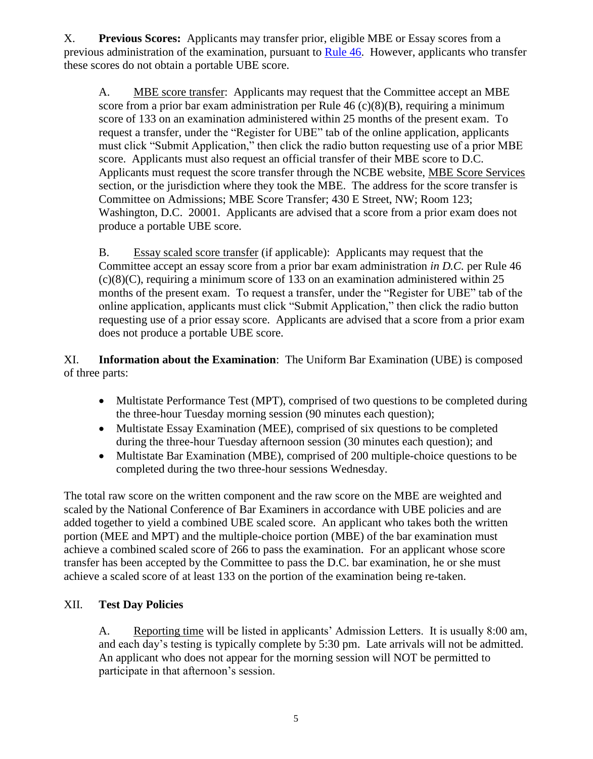X. **Previous Scores:** Applicants may transfer prior, eligible MBE or Essay scores from a previous administration of the examination, pursuant to Rule 46. However, applicants who transfer these scores do not obtain a portable UBE score.

A. MBE score transfer: Applicants may request that the Committee accept an MBE score from a prior bar exam administration per Rule 46 (c)(8)(B), requiring a minimum score of 133 on an examination administered within 25 months of the present exam. To request a transfer, under the "Register for UBE" tab of the online application, applicants must click "Submit Application," then click the radio button requesting use of a prior MBE score. Applicants must also request an official transfer of their MBE score to D.C. Applicants must request the score transfer through the NCBE website, MBE Score Services section, or the jurisdiction where they took the MBE. The address for the score transfer is Committee on Admissions; MBE Score Transfer; 430 E Street, NW; Room 123; Washington, D.C. 20001. Applicants are advised that a score from a prior exam does not produce a portable UBE score.

B. Essay scaled score transfer (if applicable): Applicants may request that the Committee accept an essay score from a prior bar exam administration *in D.C.* per Rule 46 (c)(8)(C), requiring a minimum score of 133 on an examination administered within 25 months of the present exam. To request a transfer, under the "Register for UBE" tab of the online application, applicants must click "Submit Application," then click the radio button requesting use of a prior essay score. Applicants are advised that a score from a prior exam does not produce a portable UBE score.

XI. **Information about the Examination**: The Uniform Bar Examination (UBE) is composed of three parts:

- Multistate Performance Test (MPT), comprised of two questions to be completed during the three-hour Tuesday morning session (90 minutes each question);
- Multistate Essay Examination (MEE), comprised of six questions to be completed during the three-hour Tuesday afternoon session (30 minutes each question); and
- Multistate Bar Examination (MBE), comprised of 200 multiple-choice questions to be completed during the two three-hour sessions Wednesday.

The total raw score on the written component and the raw score on the MBE are weighted and scaled by the National Conference of Bar Examiners in accordance with UBE policies and are added together to yield a combined UBE scaled score. An applicant who takes both the written portion (MEE and MPT) and the multiple-choice portion (MBE) of the bar examination must achieve a combined scaled score of 266 to pass the examination. For an applicant whose score transfer has been accepted by the Committee to pass the D.C. bar examination, he or she must achieve a scaled score of at least 133 on the portion of the examination being re-taken.

XII. **Test Day Policies**

A. Reporting time will be listed in applicants' Admission Letters. It is usually 8:00 am, and each day's testing is typically complete by 5:30 pm. Late arrivals will not be admitted. An applicant who does not appear for the morning session will NOT be permitted to participate in that afternoon's session.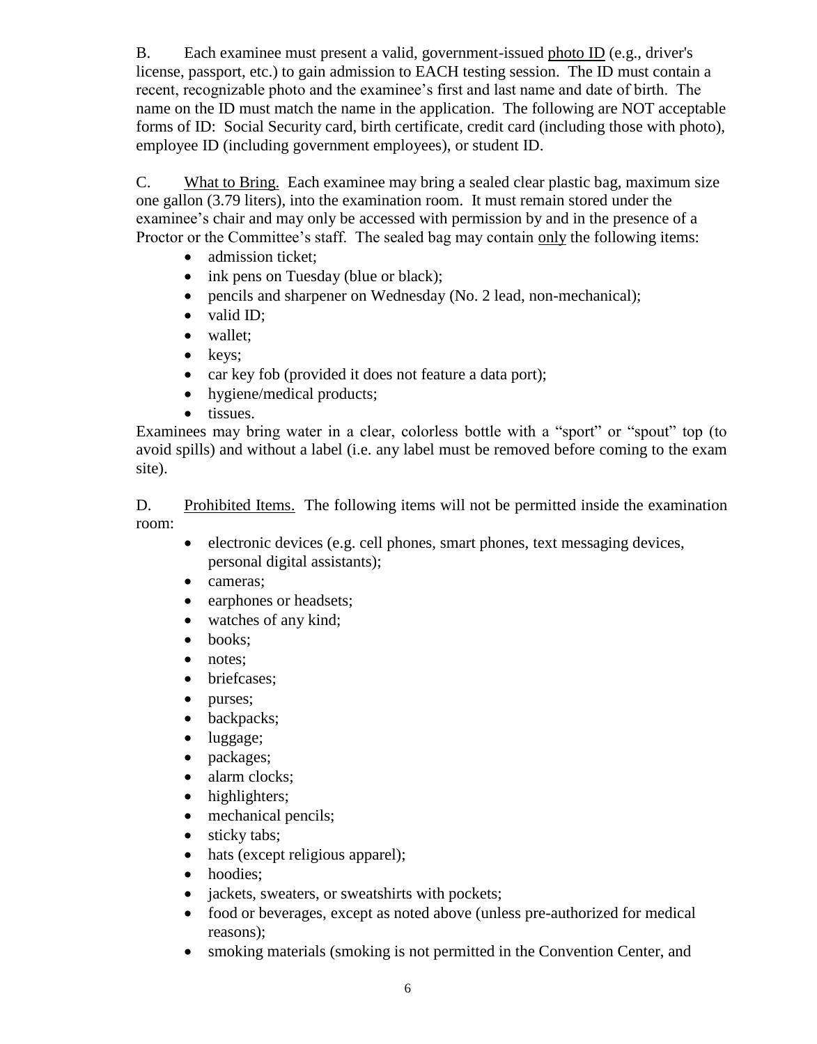B. Each examinee must present a valid, government-issued photo ID (e.g., driver's license, passport, etc.) to gain admission to EACH testing session. The ID must contain a recent, recognizable photo and the examinee's first and last name and date of birth. The name on the ID must match the name in the application. The following are NOT acceptable forms of ID: Social Security card, birth certificate, credit card (including those with photo), employee ID (including government employees), or student ID.

C. What to Bring. Each examinee may bring a sealed clear plastic bag, maximum size one gallon (3.79 liters), into the examination room. It must remain stored under the examinee's chair and may only be accessed with permission by and in the presence of a Proctor or the Committee's staff. The sealed bag may contain only the following items:

- admission ticket;
- ink pens on Tuesday (blue or black);
- pencils and sharpener on Wednesday (No. 2 lead, non-mechanical);
- valid ID;
- wallet;
- keys;
- car key fob (provided it does not feature a data port);
- hygiene/medical products;
- tissues.

Examinees may bring water in a clear, colorless bottle with a "sport" or "spout" top (to avoid spills) and without a label (i.e. any label must be removed before coming to the exam site).

D. Prohibited Items. The following items will not be permitted inside the examination room:

- electronic devices (e.g. cell phones, smart phones, text messaging devices, personal digital assistants);
- cameras;
- earphones or headsets;
- watches of any kind;
- books;
- notes;
- briefcases;
- purses;
- backpacks;
- luggage;
- packages;
- alarm clocks;
- highlighters;
- mechanical pencils;
- sticky tabs;
- hats (except religious apparel);
- hoodies;
- jackets, sweaters, or sweatshirts with pockets;
- food or beverages, except as noted above (unless pre-authorized for medical reasons);
- smoking materials (smoking is not permitted in the Convention Center, and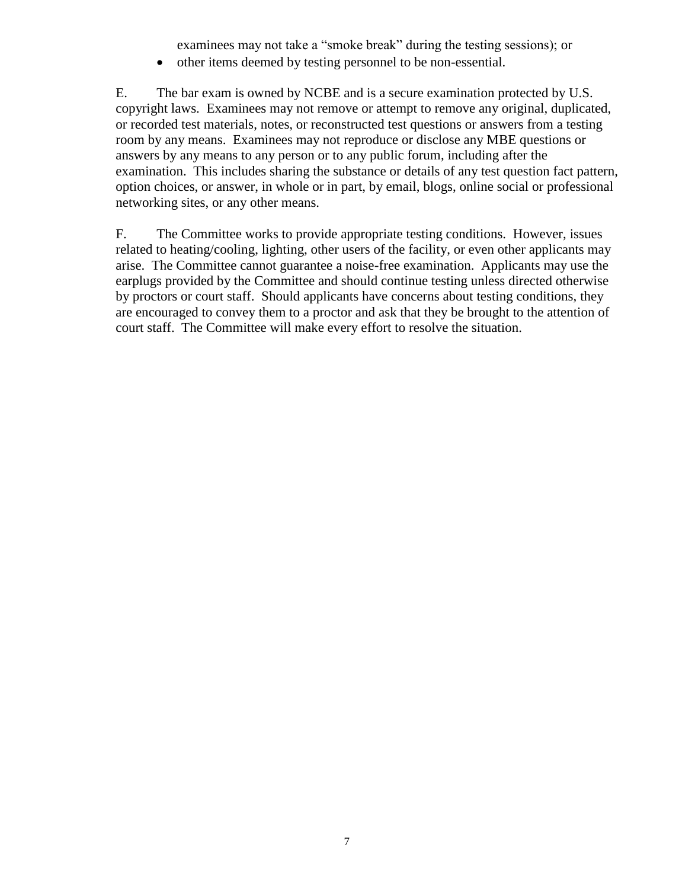examinees may not take a "smoke break" during the testing sessions); or

- other items deemed by testing personnel to be non-essential.

E. The bar exam is owned by NCBE and is a secure examination protected by U.S. copyright laws. Examinees may not remove or attempt to remove any original, duplicated, or recorded test materials, notes, or reconstructed test questions or answers from a testing room by any means. Examinees may not reproduce or disclose any MBE questions or answers by any means to any person or to any public forum, including after the examination. This includes sharing the substance or details of any test question fact pattern, option choices, or answer, in whole or in part, by email, blogs, online social or professional networking sites, or any other means.

F. The Committee works to provide appropriate testing conditions. However, issues related to heating/cooling, lighting, other users of the facility, or even other applicants may arise. The Committee cannot guarantee a noise-free examination. Applicants may use the earplugs provided by the Committee and should continue testing unless directed otherwise by proctors or court staff. Should applicants have concerns about testing conditions, they are encouraged to convey them to a proctor and ask that they be brought to the attention of court staff. The Committee will make every effort to resolve the situation.